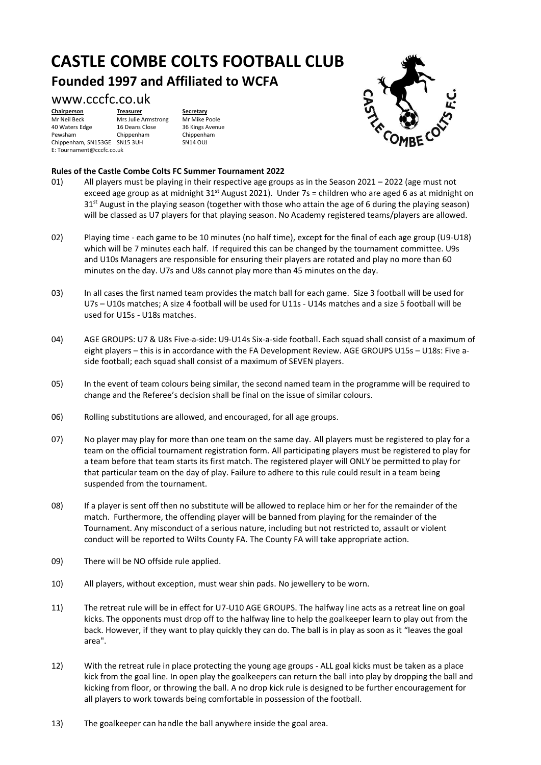# CASTLE COMBE COLTS FOOTBALL CLUB

## Founded 1997 and Affiliated to WCFA

www.cccfc.co.uk

| **Chairperson** | **Treasurer** | **Secretary** |
|---|---|---|
| Mr Neil Beck | Mrs Julie Armstrong | Mr Mike Poole |
| 40 Waters Edge | 16 Deans Close | 36 Kings Avenue |
| Pewsham | Chippenham | Chippenham |
| Chippenham, SN153GE | SN15 3UH | SN14 OUJ |

E: Tournament@cccfc.co.uk

**Rules of the Castle Combe Colts FC Summer Tournament 2022**

01) All players must be playing in their respective age groups as in the Season 2021 – 2022 (age must not exceed age group as at midnight 31st August 2021). Under 7s = children who are aged 6 as at midnight on 31st August in the playing season (together with those who attain the age of 6 during the playing season) will be classed as U7 players for that playing season. No Academy registered teams/players are allowed.

02) Playing time - each game to be 10 minutes (no half time), except for the final of each age group (U9-U18) which will be 7 minutes each half. If required this can be changed by the tournament committee. U9s and U10s Managers are responsible for ensuring their players are rotated and play no more than 60 minutes on the day. U7s and U8s cannot play more than 45 minutes on the day.

03) In all cases the first named team provides the match ball for each game. Size 3 football will be used for U7s – U10s matches; A size 4 football will be used for U11s - U14s matches and a size 5 football will be used for U15s - U18s matches.

04) AGE GROUPS: U7 & U8s Five-a-side: U9-U14s Six-a-side football. Each squad shall consist of a maximum of eight players – this is in accordance with the FA Development Review. AGE GROUPS U15s – U18s: Five a-side football; each squad shall consist of a maximum of SEVEN players.

05) In the event of team colours being similar, the second named team in the programme will be required to change and the Referee's decision shall be final on the issue of similar colours.

06) Rolling substitutions are allowed, and encouraged, for all age groups.

07) No player may play for more than one team on the same day. All players must be registered to play for a team on the official tournament registration form. All participating players must be registered to play for a team before that team starts its first match. The registered player will ONLY be permitted to play for that particular team on the day of play. Failure to adhere to this rule could result in a team being suspended from the tournament.

08) If a player is sent off then no substitute will be allowed to replace him or her for the remainder of the match. Furthermore, the offending player will be banned from playing for the remainder of the Tournament. Any misconduct of a serious nature, including but not restricted to, assault or violent conduct will be reported to Wilts County FA. The County FA will take appropriate action.

09) There will be NO offside rule applied.

10) All players, without exception, must wear shin pads. No jewellery to be worn.

11) The retreat rule will be in effect for U7-U10 AGE GROUPS. The halfway line acts as a retreat line on goal kicks. The opponents must drop off to the halfway line to help the goalkeeper learn to play out from the back. However, if they want to play quickly they can do. The ball is in play as soon as it "leaves the goal area".

12) With the retreat rule in place protecting the young age groups - ALL goal kicks must be taken as a place kick from the goal line. In open play the goalkeepers can return the ball into play by dropping the ball and kicking from floor, or throwing the ball. A no drop kick rule is designed to be further encouragement for all players to work towards being comfortable in possession of the football.

13) The goalkeeper can handle the ball anywhere inside the goal area.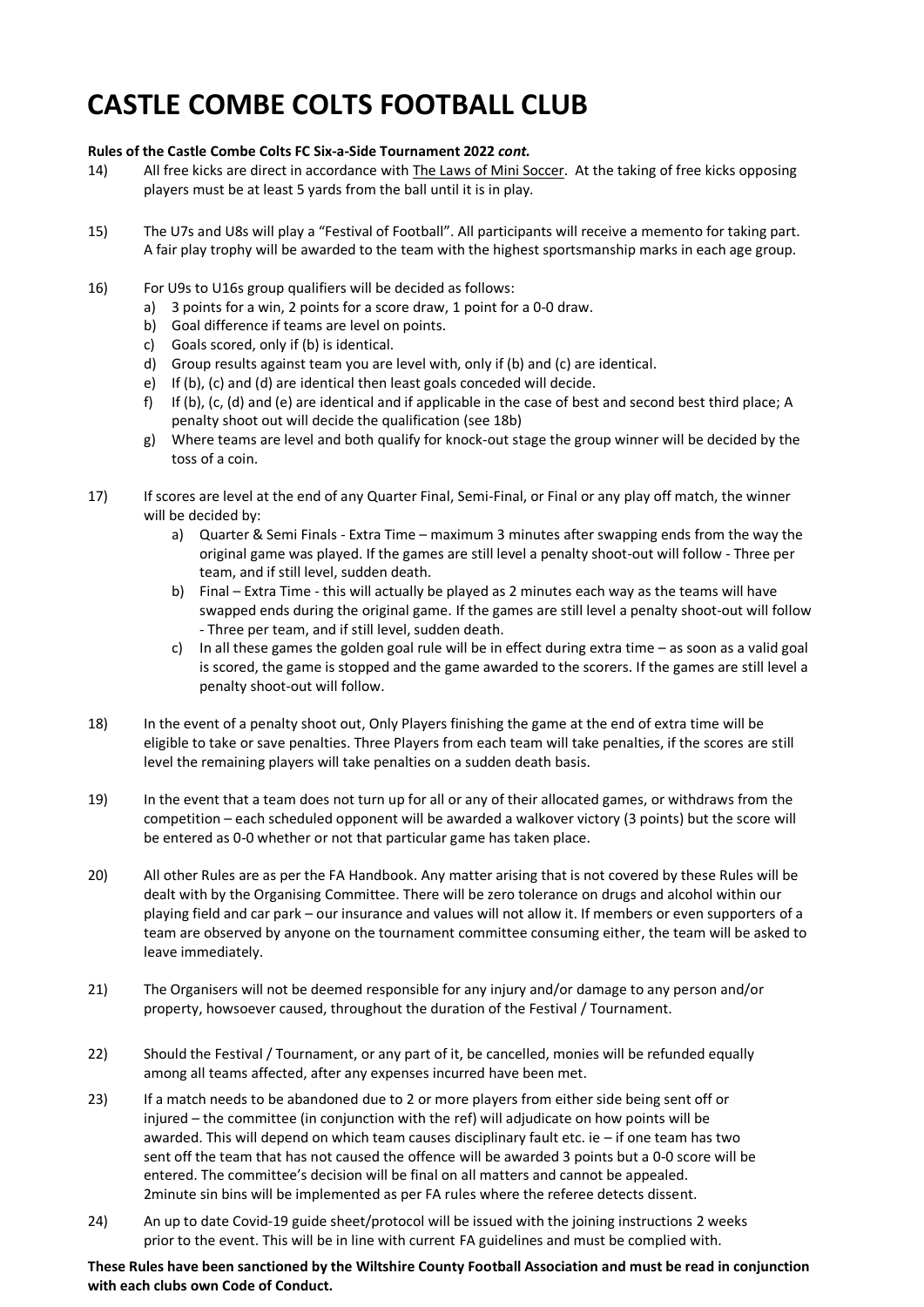# CASTLE COMBE COLTS FOOTBALL CLUB

**Rules of the Castle Combe Colts FC Six-a-Side Tournament 2022 *cont.***

14) All free kicks are direct in accordance with The Laws of Mini Soccer. At the taking of free kicks opposing players must be at least 5 yards from the ball until it is in play.

15) The U7s and U8s will play a "Festival of Football". All participants will receive a memento for taking part. A fair play trophy will be awarded to the team with the highest sportsmanship marks in each age group.

16) For U9s to U16s group qualifiers will be decided as follows:
   a) 3 points for a win, 2 points for a score draw, 1 point for a 0-0 draw.
   b) Goal difference if teams are level on points.
   c) Goals scored, only if (b) is identical.
   d) Group results against team you are level with, only if (b) and (c) are identical.
   e) If (b), (c) and (d) are identical then least goals conceded will decide.
   f) If (b), (c, (d) and (e) are identical and if applicable in the case of best and second best third place; A penalty shoot out will decide the qualification (see 18b)
   g) Where teams are level and both qualify for knock-out stage the group winner will be decided by the toss of a coin.

17) If scores are level at the end of any Quarter Final, Semi-Final, or Final or any play off match, the winner will be decided by:
   a) Quarter & Semi Finals - Extra Time – maximum 3 minutes after swapping ends from the way the original game was played. If the games are still level a penalty shoot-out will follow - Three per team, and if still level, sudden death.
   b) Final – Extra Time - this will actually be played as 2 minutes each way as the teams will have swapped ends during the original game. If the games are still level a penalty shoot-out will follow - Three per team, and if still level, sudden death.
   c) In all these games the golden goal rule will be in effect during extra time – as soon as a valid goal is scored, the game is stopped and the game awarded to the scorers. If the games are still level a penalty shoot-out will follow.

18) In the event of a penalty shoot out, Only Players finishing the game at the end of extra time will be eligible to take or save penalties. Three Players from each team will take penalties, if the scores are still level the remaining players will take penalties on a sudden death basis.

19) In the event that a team does not turn up for all or any of their allocated games, or withdraws from the competition – each scheduled opponent will be awarded a walkover victory (3 points) but the score will be entered as 0-0 whether or not that particular game has taken place.

20) All other Rules are as per the FA Handbook. Any matter arising that is not covered by these Rules will be dealt with by the Organising Committee. There will be zero tolerance on drugs and alcohol within our playing field and car park – our insurance and values will not allow it. If members or even supporters of a team are observed by anyone on the tournament committee consuming either, the team will be asked to leave immediately.

21) The Organisers will not be deemed responsible for any injury and/or damage to any person and/or property, howsoever caused, throughout the duration of the Festival / Tournament.

22) Should the Festival / Tournament, or any part of it, be cancelled, monies will be refunded equally among all teams affected, after any expenses incurred have been met.

23) If a match needs to be abandoned due to 2 or more players from either side being sent off or injured – the committee (in conjunction with the ref) will adjudicate on how points will be awarded. This will depend on which team causes disciplinary fault etc. ie – if one team has two sent off the team that has not caused the offence will be awarded 3 points but a 0-0 score will be entered. The committee's decision will be final on all matters and cannot be appealed.
2minute sin bins will be implemented as per FA rules where the referee detects dissent.

24) An up to date Covid-19 guide sheet/protocol will be issued with the joining instructions 2 weeks prior to the event. This will be in line with current FA guidelines and must be complied with.

**These Rules have been sanctioned by the Wiltshire County Football Association and must be read in conjunction with each clubs own Code of Conduct.**